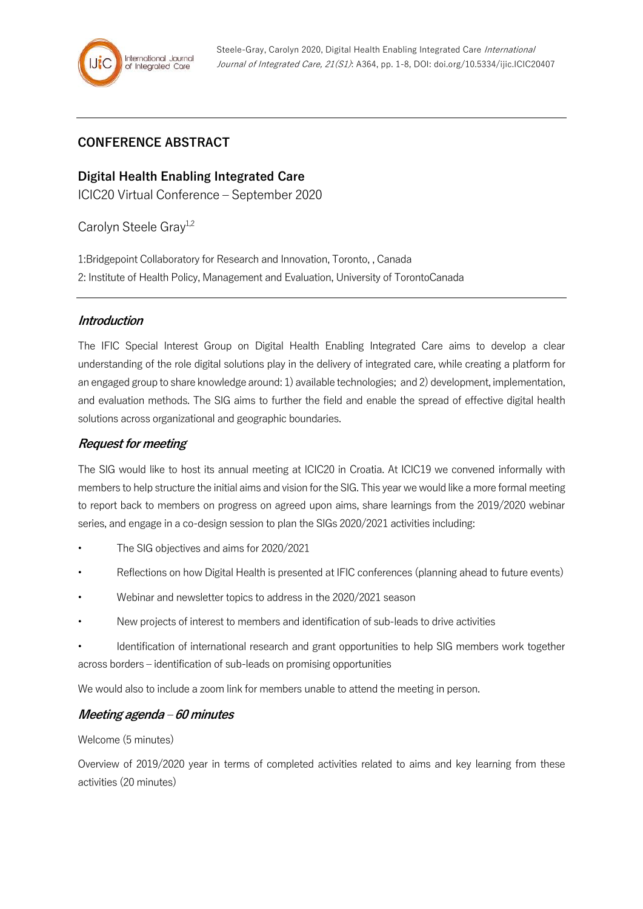Steele-Gray, Carolyn 2020, Digital Health Enabling Integrated Care *International Journal of Integrated Care, 21(S1)*: A364, pp. 1-8, DOI: doi.org/10.5334/ijic.ICIC20407

## CONFERENCE ABSTRACT

## Digital Health Enabling Integrated Care

ICIC20 Virtual Conference – September 2020

Carolyn Steele Gray[1,2]

1:Bridgepoint Collaboratory for Research and Innovation, Toronto, , Canada

2: Institute of Health Policy, Management and Evaluation, University of TorontoCanada

### *Introduction*

The IFIC Special Interest Group on Digital Health Enabling Integrated Care aims to develop a clear understanding of the role digital solutions play in the delivery of integrated care, while creating a platform for an engaged group to share knowledge around: 1) available technologies; and 2) development, implementation, and evaluation methods. The SIG aims to further the field and enable the spread of effective digital health solutions across organizational and geographic boundaries.

### *Request for meeting*

The SIG would like to host its annual meeting at ICIC20 in Croatia. At ICIC19 we convened informally with members to help structure the initial aims and vision for the SIG. This year we would like a more formal meeting to report back to members on progress on agreed upon aims, share learnings from the 2019/2020 webinar series, and engage in a co-design session to plan the SIGs 2020/2021 activities including:

- The SIG objectives and aims for 2020/2021
- Reflections on how Digital Health is presented at IFIC conferences (planning ahead to future events)
- Webinar and newsletter topics to address in the 2020/2021 season
- New projects of interest to members and identification of sub-leads to drive activities
- Identification of international research and grant opportunities to help SIG members work together across borders – identification of sub-leads on promising opportunities

We would also to include a zoom link for members unable to attend the meeting in person.

### *Meeting agenda – 60 minutes*

Welcome (5 minutes)

Overview of 2019/2020 year in terms of completed activities related to aims and key learning from these activities (20 minutes)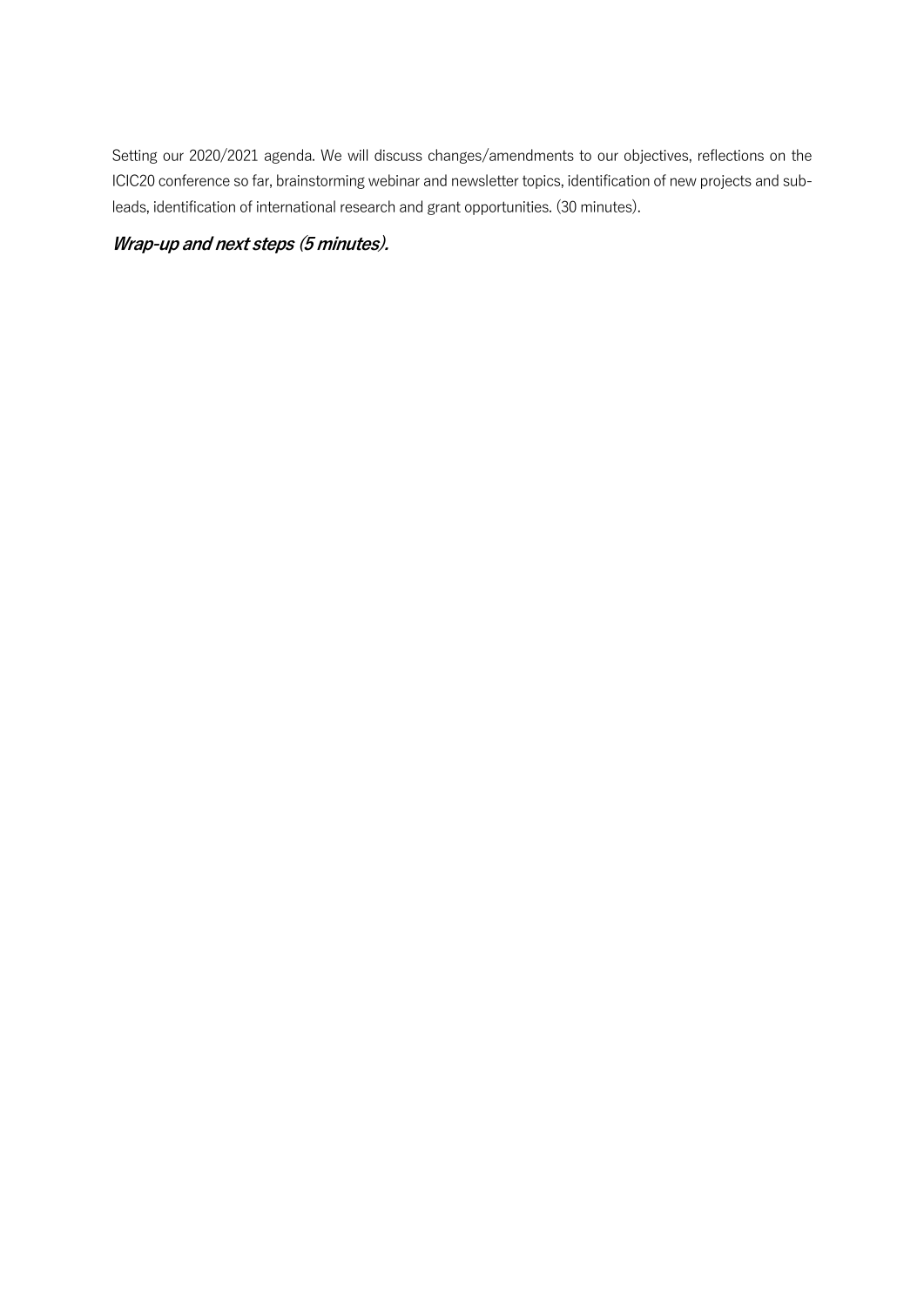Setting our 2020/2021 agenda. We will discuss changes/amendments to our objectives, reflections on the ICIC20 conference so far, brainstorming webinar and newsletter topics, identification of new projects and sub-leads, identification of international research and grant opportunities. (30 minutes).

***Wrap-up and next steps (5 minutes).***